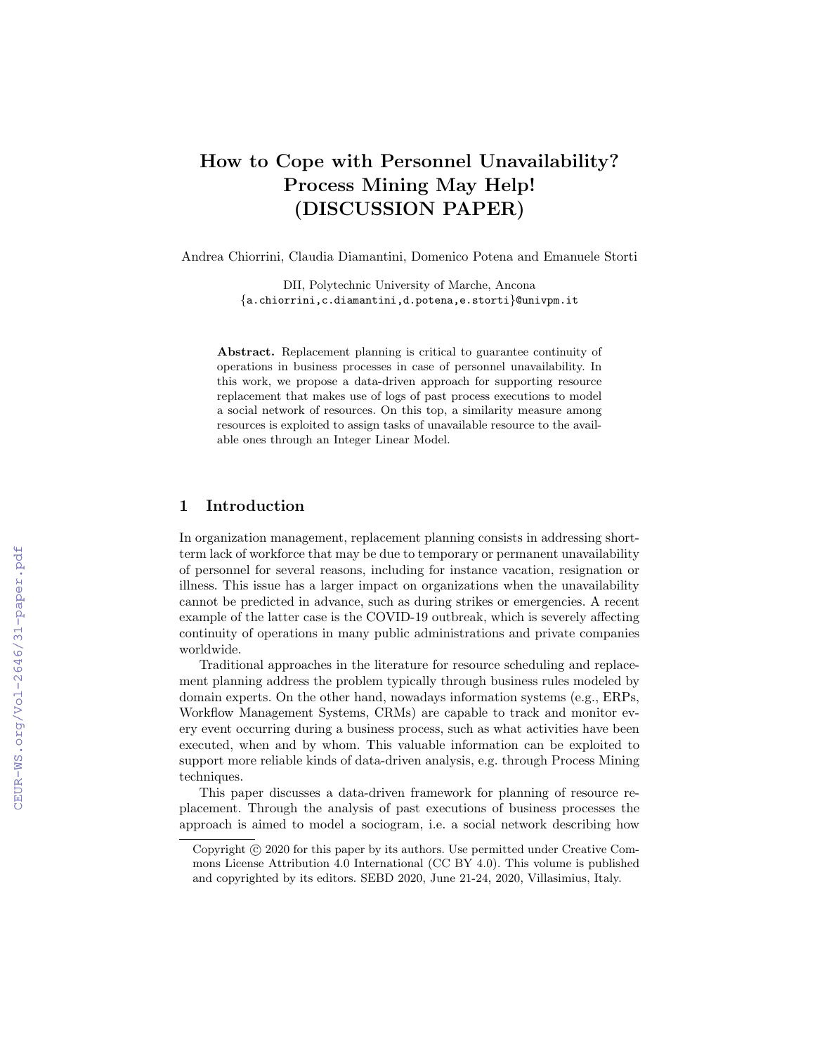# How to Cope with Personnel Unavailability? Process Mining May Help! (DISCUSSION PAPER)

Andrea Chiorrini, Claudia Diamantini, Domenico Potena and Emanuele Storti

DII, Polytechnic University of Marche, Ancona
{a.chiorrini,c.diamantini,d.potena,e.storti}@univpm.it

**Abstract.** Replacement planning is critical to guarantee continuity of operations in business processes in case of personnel unavailability. In this work, we propose a data-driven approach for supporting resource replacement that makes use of logs of past process executions to model a social network of resources. On this top, a similarity measure among resources is exploited to assign tasks of unavailable resource to the available ones through an Integer Linear Model.

## 1 Introduction

In organization management, replacement planning consists in addressing short-term lack of workforce that may be due to temporary or permanent unavailability of personnel for several reasons, including for instance vacation, resignation or illness. This issue has a larger impact on organizations when the unavailability cannot be predicted in advance, such as during strikes or emergencies. A recent example of the latter case is the COVID-19 outbreak, which is severely affecting continuity of operations in many public administrations and private companies worldwide.

Traditional approaches in the literature for resource scheduling and replacement planning address the problem typically through business rules modeled by domain experts. On the other hand, nowadays information systems (e.g., ERPs, Workflow Management Systems, CRMs) are capable to track and monitor every event occurring during a business process, such as what activities have been executed, when and by whom. This valuable information can be exploited to support more reliable kinds of data-driven analysis, e.g. through Process Mining techniques.

This paper discusses a data-driven framework for planning of resource replacement. Through the analysis of past executions of business processes the approach is aimed to model a sociogram, i.e. a social network describing how

Copyright © 2020 for this paper by its authors. Use permitted under Creative Commons License Attribution 4.0 International (CC BY 4.0). This volume is published and copyrighted by its editors. SEBD 2020, June 21-24, 2020, Villasimius, Italy.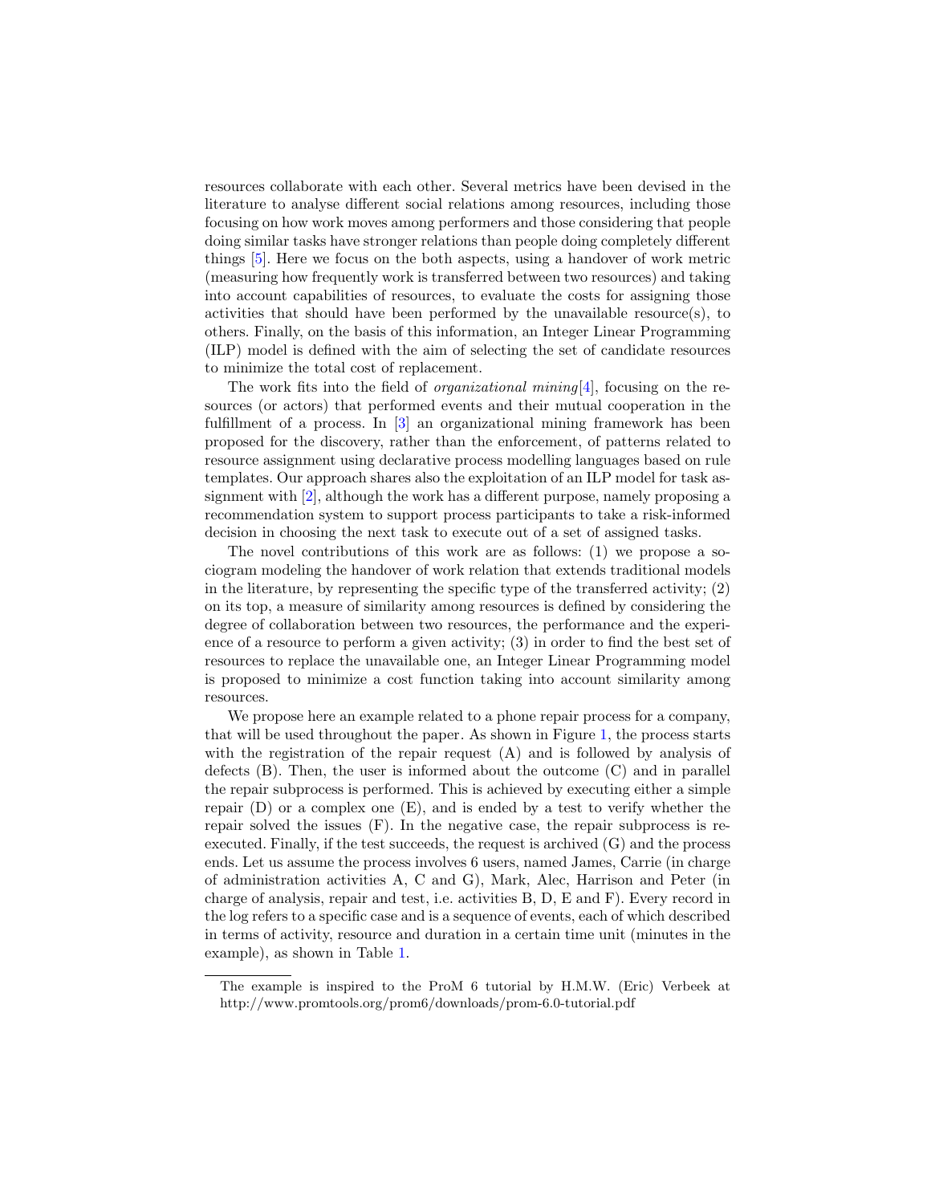resources collaborate with each other. Several metrics have been devised in the literature to analyse different social relations among resources, including those focusing on how work moves among performers and those considering that people doing similar tasks have stronger relations than people doing completely different things [5]. Here we focus on the both aspects, using a handover of work metric (measuring how frequently work is transferred between two resources) and taking into account capabilities of resources, to evaluate the costs for assigning those activities that should have been performed by the unavailable resource(s), to others. Finally, on the basis of this information, an Integer Linear Programming (ILP) model is defined with the aim of selecting the set of candidate resources to minimize the total cost of replacement.

The work fits into the field of *organizational mining*[4], focusing on the resources (or actors) that performed events and their mutual cooperation in the fulfillment of a process. In [3] an organizational mining framework has been proposed for the discovery, rather than the enforcement, of patterns related to resource assignment using declarative process modelling languages based on rule templates. Our approach shares also the exploitation of an ILP model for task assignment with [2], although the work has a different purpose, namely proposing a recommendation system to support process participants to take a risk-informed decision in choosing the next task to execute out of a set of assigned tasks.

The novel contributions of this work are as follows: (1) we propose a sociogram modeling the handover of work relation that extends traditional models in the literature, by representing the specific type of the transferred activity; (2) on its top, a measure of similarity among resources is defined by considering the degree of collaboration between two resources, the performance and the experience of a resource to perform a given activity; (3) in order to find the best set of resources to replace the unavailable one, an Integer Linear Programming model is proposed to minimize a cost function taking into account similarity among resources.

We propose here an example related to a phone repair process for a company, that will be used throughout the paper. As shown in Figure 1, the process starts with the registration of the repair request (A) and is followed by analysis of defects (B). Then, the user is informed about the outcome (C) and in parallel the repair subprocess is performed. This is achieved by executing either a simple repair (D) or a complex one (E), and is ended by a test to verify whether the repair solved the issues (F). In the negative case, the repair subprocess is re-executed. Finally, if the test succeeds, the request is archived (G) and the process ends. Let us assume the process involves 6 users, named James, Carrie (in charge of administration activities A, C and G), Mark, Alec, Harrison and Peter (in charge of analysis, repair and test, i.e. activities B, D, E and F). Every record in the log refers to a specific case and is a sequence of events, each of which described in terms of activity, resource and duration in a certain time unit (minutes in the example), as shown in Table 1.

The example is inspired to the ProM 6 tutorial by H.M.W. (Eric) Verbeek at http://www.promtools.org/prom6/downloads/prom-6.0-tutorial.pdf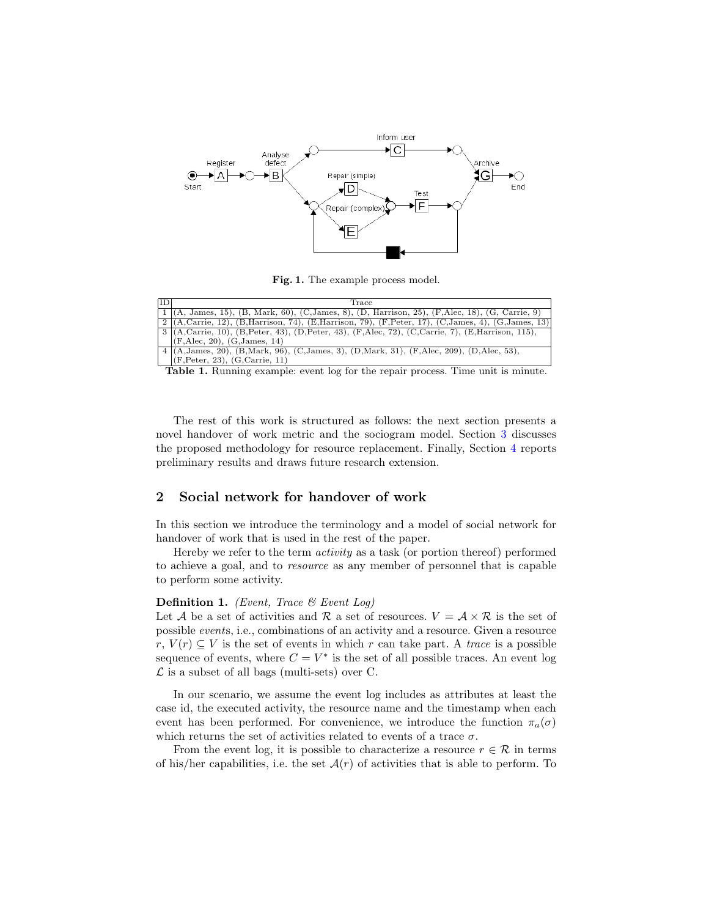**Fig. 1.** The example process model.

| ID | Trace |
|---|---|
| 1 | (A, James, 15), (B, Mark, 60), (C,James, 8), (D, Harrison, 25), (F,Alec, 18), (G, Carrie, 9) |
| 2 | (A,Carrie, 12), (B,Harrison, 74), (E,Harrison, 79), (F,Peter, 17), (C,James, 4), (G,James, 13) |
| 3 | (A,Carrie, 10), (B,Peter, 43), (D,Peter, 43), (F,Alec, 72), (C,Carrie, 7), (E,Harrison, 115), (F,Alec, 20), (G,James, 14) |
| 4 | (A,James, 20), (B,Mark, 96), (C,James, 3), (D,Mark, 31), (F,Alec, 209), (D,Alec, 53), (F,Peter, 23), (G,Carrie, 11) |

**Table 1.** Running example: event log for the repair process. Time unit is minute.

The rest of this work is structured as follows: the next section presents a novel handover of work metric and the sociogram model. Section 3 discusses the proposed methodology for resource replacement. Finally, Section 4 reports preliminary results and draws future research extension.

## 2 Social network for handover of work

In this section we introduce the terminology and a model of social network for handover of work that is used in the rest of the paper.

Hereby we refer to the term *activity* as a task (or portion thereof) performed to achieve a goal, and to *resource* as any member of personnel that is capable to perform some activity.

**Definition 1.** *(Event, Trace & Event Log)*
Let $\mathcal{A}$ be a set of activities and $\mathcal{R}$ a set of resources. $V = \mathcal{A} \times \mathcal{R}$ is the set of possible *event*s, i.e., combinations of an activity and a resource. Given a resource $r$, $V(r) \subseteq V$ is the set of events in which $r$ can take part. A *trace* is a possible sequence of events, where $C = V^*$ is the set of all possible traces. An event log $\mathcal{L}$ is a subset of all bags (multi-sets) over C.

In our scenario, we assume the event log includes as attributes at least the case id, the executed activity, the resource name and the timestamp when each event has been performed. For convenience, we introduce the function $\pi_a(\sigma)$ which returns the set of activities related to events of a trace $\sigma$.

From the event log, it is possible to characterize a resource $r \in \mathcal{R}$ in terms of his/her capabilities, i.e. the set $\mathcal{A}(r)$ of activities that is able to perform. To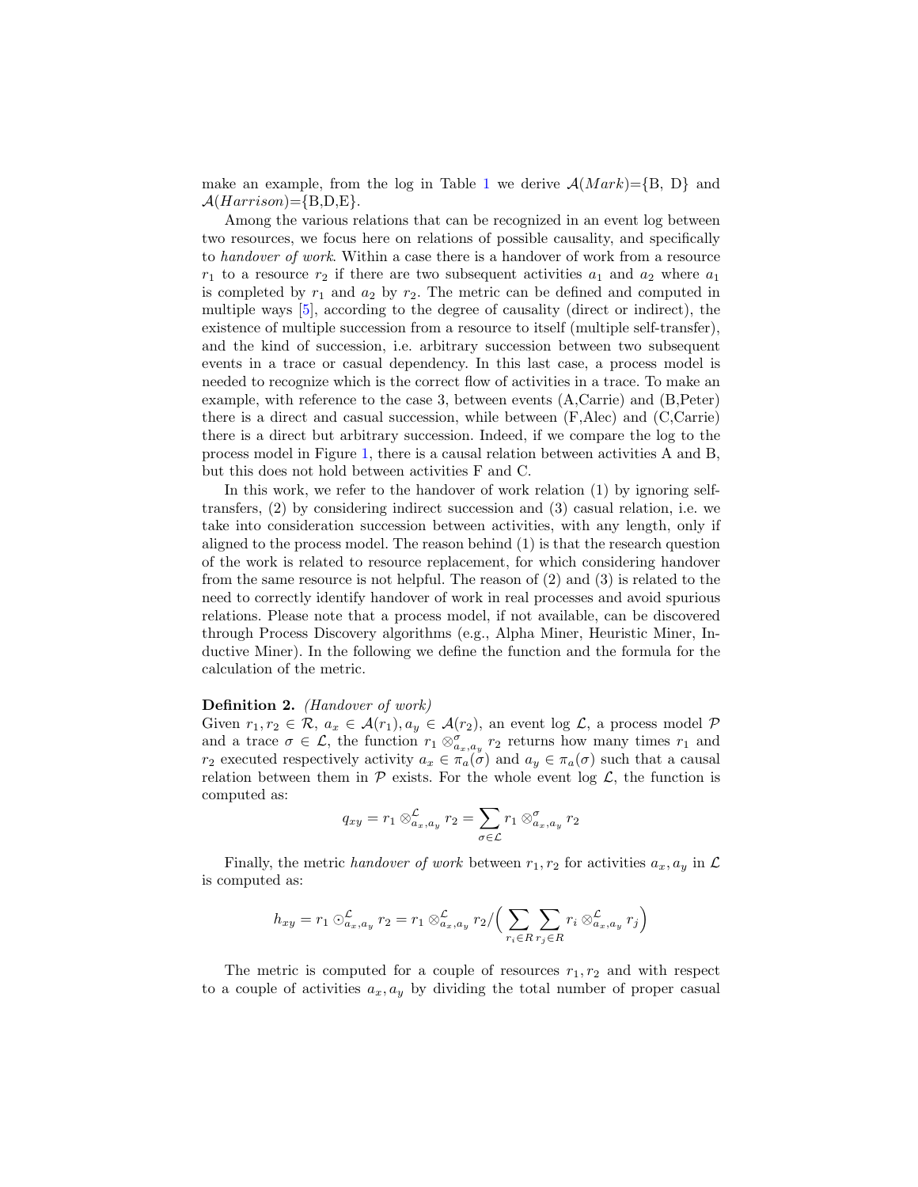make an example, from the log in Table 1 we derive $\mathcal{A}(Mark)$={B, D} and $\mathcal{A}(Harrison)$={B,D,E}.

Among the various relations that can be recognized in an event log between two resources, we focus here on relations of possible causality, and specifically to *handover of work*. Within a case there is a handover of work from a resource $r_1$ to a resource $r_2$ if there are two subsequent activities $a_1$ and $a_2$ where $a_1$ is completed by $r_1$ and $a_2$ by $r_2$. The metric can be defined and computed in multiple ways [5], according to the degree of causality (direct or indirect), the existence of multiple succession from a resource to itself (multiple self-transfer), and the kind of succession, i.e. arbitrary succession between two subsequent events in a trace or casual dependency. In this last case, a process model is needed to recognize which is the correct flow of activities in a trace. To make an example, with reference to the case 3, between events (A,Carrie) and (B,Peter) there is a direct and casual succession, while between (F,Alec) and (C,Carrie) there is a direct but arbitrary succession. Indeed, if we compare the log to the process model in Figure 1, there is a causal relation between activities A and B, but this does not hold between activities F and C.

In this work, we refer to the handover of work relation (1) by ignoring self-transfers, (2) by considering indirect succession and (3) casual relation, i.e. we take into consideration succession between activities, with any length, only if aligned to the process model. The reason behind (1) is that the research question of the work is related to resource replacement, for which considering handover from the same resource is not helpful. The reason of (2) and (3) is related to the need to correctly identify handover of work in real processes and avoid spurious relations. Please note that a process model, if not available, can be discovered through Process Discovery algorithms (e.g., Alpha Miner, Heuristic Miner, Inductive Miner). In the following we define the function and the formula for the calculation of the metric.

**Definition 2.** *(Handover of work)*
Given $r_1, r_2 \in \mathcal{R}$, $a_x \in \mathcal{A}(r_1), a_y \in \mathcal{A}(r_2)$, an event log $\mathcal{L}$, a process model $\mathcal{P}$ and a trace $\sigma \in \mathcal{L}$, the function $r_1 \otimes^{\sigma}_{a_x,a_y} r_2$ returns how many times $r_1$ and $r_2$ executed respectively activity $a_x \in \pi_a(\sigma)$ and $a_y \in \pi_a(\sigma)$ such that a causal relation between them in $\mathcal{P}$ exists. For the whole event log $\mathcal{L}$, the function is computed as:

$$q_{xy} = r_1 \otimes^{\mathcal{L}}_{a_x,a_y} r_2 = \sum_{\sigma \in \mathcal{L}} r_1 \otimes^{\sigma}_{a_x,a_y} r_2$$

Finally, the metric *handover of work* between $r_1, r_2$ for activities $a_x, a_y$ in $\mathcal{L}$ is computed as:

$$h_{xy} = r_1 \odot^{\mathcal{L}}_{a_x,a_y} r_2 = r_1 \otimes^{\mathcal{L}}_{a_x,a_y} r_2 / \Big( \sum_{r_i \in R} \sum_{r_j \in R} r_i \otimes^{\mathcal{L}}_{a_x,a_y} r_j \Big)$$

The metric is computed for a couple of resources $r_1, r_2$ and with respect to a couple of activities $a_x, a_y$ by dividing the total number of proper casual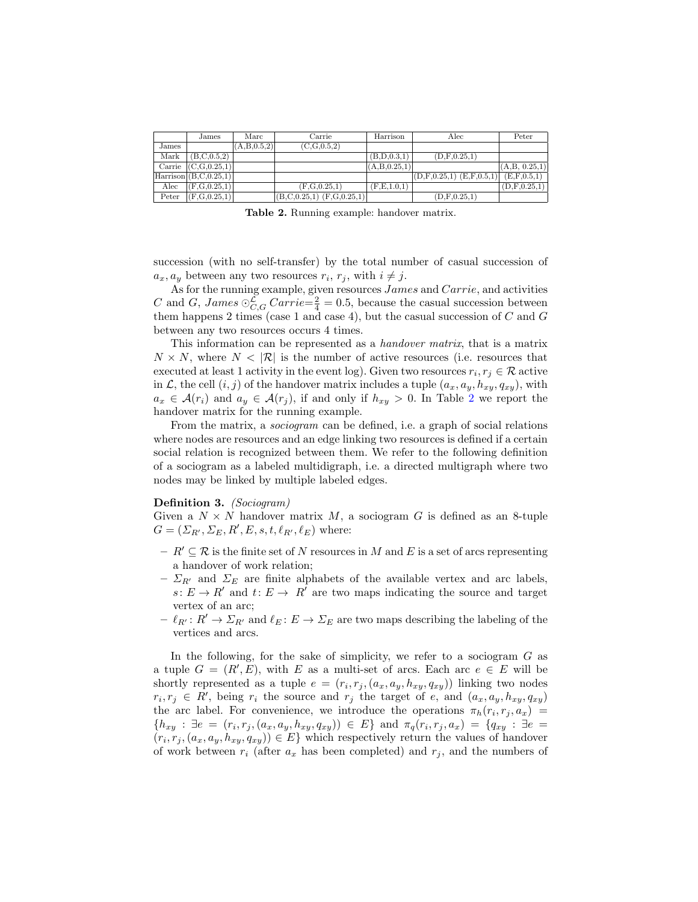|  | James | Marc | Carrie | Harrison | Alec | Peter |
|---|---|---|---|---|---|---|
| James |  | (A,B,0.5,2) | (C,G,0.5,2) |  |  |  |
| Mark | (B,C,0.5,2) |  |  | (B,D,0.3,1) | (D,F,0.25,1) |  |
| Carrie | (C,G,0.25,1) |  |  | (A,B,0.25,1) |  | (A,B, 0.25,1) |
| Harrison | (B,C,0.25,1) |  |  |  | (D,F,0.25,1) (E,F,0.5,1) | (E,F,0.5,1) |
| Alec | (F,G,0.25,1) |  | (F,G,0.25,1) | (F,E,1.0,1) |  | (D,F,0.25,1) |
| Peter | (F,G,0.25,1) |  | (B,C,0.25,1) (F,G,0.25,1) |  | (D,F,0.25,1) |  |

**Table 2.** Running example: handover matrix.

succession (with no self-transfer) by the total number of casual succession of $a_x, a_y$ between any two resources $r_i$, $r_j$, with $i \neq j$.

As for the running example, given resources $James$ and $Carrie$, and activities $C$ and $G$, $James \odot^{\mathcal{L}}_{C,G} Carrie = \frac{2}{4} = 0.5$, because the casual succession between them happens 2 times (case 1 and case 4), but the casual succession of $C$ and $G$ between any two resources occurs 4 times.

This information can be represented as a *handover matrix*, that is a matrix $N \times N$, where $N < |\mathcal{R}|$ is the number of active resources (i.e. resources that executed at least 1 activity in the event log). Given two resources $r_i, r_j \in \mathcal{R}$ active in $\mathcal{L}$, the cell $(i, j)$ of the handover matrix includes a tuple $(a_x, a_y, h_{xy}, q_{xy})$, with $a_x \in \mathcal{A}(r_i)$ and $a_y \in \mathcal{A}(r_j)$, if and only if $h_{xy} > 0$. In Table 2 we report the handover matrix for the running example.

From the matrix, a *sociogram* can be defined, i.e. a graph of social relations where nodes are resources and an edge linking two resources is defined if a certain social relation is recognized between them. We refer to the following definition of a sociogram as a labeled multidigraph, i.e. a directed multigraph where two nodes may be linked by multiple labeled edges.

**Definition 3.** *(Sociogram)*
Given a $N \times N$ handover matrix $M$, a sociogram $G$ is defined as an 8-tuple $G = (\Sigma_{R'}, \Sigma_E, R', E, s, t, \ell_{R'}, \ell_E)$ where:

- $R' \subseteq \mathcal{R}$ is the finite set of $N$ resources in $M$ and $E$ is a set of arcs representing a handover of work relation;
- $\Sigma_{R'}$ and $\Sigma_E$ are finite alphabets of the available vertex and arc labels, $s\colon E \to R'$ and $t\colon E \to R'$ are two maps indicating the source and target vertex of an arc;
- $\ell_{R'}\colon R' \to \Sigma_{R'}$ and $\ell_E\colon E \to \Sigma_E$ are two maps describing the labeling of the vertices and arcs.

In the following, for the sake of simplicity, we refer to a sociogram $G$ as a tuple $G = (R', E)$, with $E$ as a multi-set of arcs. Each arc $e \in E$ will be shortly represented as a tuple $e = (r_i, r_j, (a_x, a_y, h_{xy}, q_{xy}))$ linking two nodes $r_i, r_j \in R'$, being $r_i$ the source and $r_j$ the target of $e$, and $(a_x, a_y, h_{xy}, q_{xy})$ the arc label. For convenience, we introduce the operations $\pi_h(r_i, r_j, a_x) = \{h_{xy} : \exists e = (r_i, r_j, (a_x, a_y, h_{xy}, q_{xy})) \in E\}$ and $\pi_q(r_i, r_j, a_x) = \{q_{xy} : \exists e = (r_i, r_j, (a_x, a_y, h_{xy}, q_{xy})) \in E\}$ which respectively return the values of handover of work between $r_i$ (after $a_x$ has been completed) and $r_j$, and the numbers of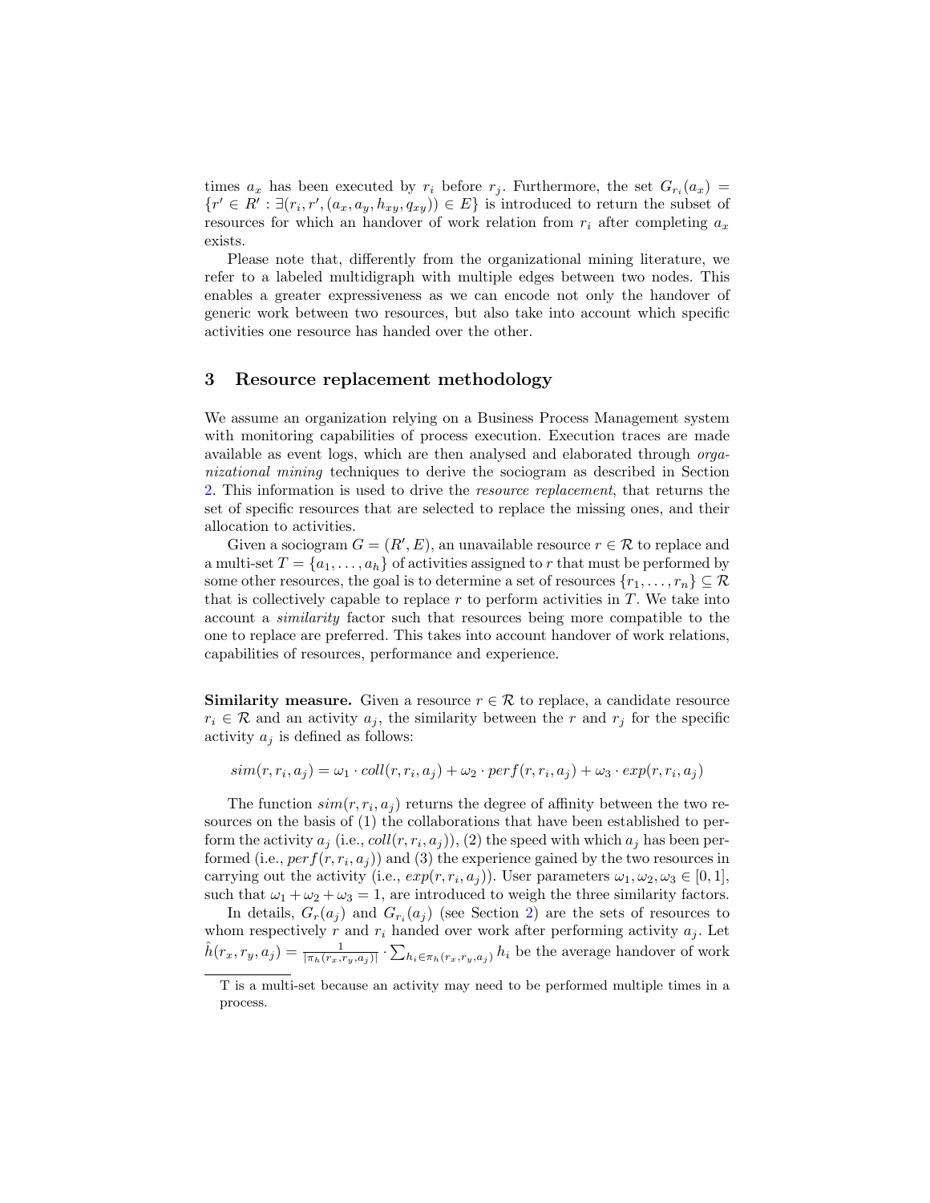times $a_x$ has been executed by $r_i$ before $r_j$. Furthermore, the set $G_{r_i}(a_x) = \{r' \in R' : \exists (r_i, r', (a_x, a_y, h_{xy}, q_{xy})) \in E\}$ is introduced to return the subset of resources for which an handover of work relation from $r_i$ after completing $a_x$ exists.

Please note that, differently from the organizational mining literature, we refer to a labeled multidigraph with multiple edges between two nodes. This enables a greater expressiveness as we can encode not only the handover of generic work between two resources, but also take into account which specific activities one resource has handed over the other.

## 3 Resource replacement methodology

We assume an organization relying on a Business Process Management system with monitoring capabilities of process execution. Execution traces are made available as event logs, which are then analysed and elaborated through *organizational mining* techniques to derive the sociogram as described in Section 2. This information is used to drive the *resource replacement*, that returns the set of specific resources that are selected to replace the missing ones, and their allocation to activities.

Given a sociogram $G = (R', E)$, an unavailable resource $r \in \mathcal{R}$ to replace and a multi-set $T = \{a_1, \ldots, a_h\}$ of activities assigned to $r$ that must be performed by some other resources, the goal is to determine a set of resources $\{r_1, \ldots, r_n\} \subseteq \mathcal{R}$ that is collectively capable to replace $r$ to perform activities in $T$. We take into account a *similarity* factor such that resources being more compatible to the one to replace are preferred. This takes into account handover of work relations, capabilities of resources, performance and experience.

**Similarity measure.** Given a resource $r \in \mathcal{R}$ to replace, a candidate resource $r_i \in \mathcal{R}$ and an activity $a_j$, the similarity between the $r$ and $r_j$ for the specific activity $a_j$ is defined as follows:

$$sim(r, r_i, a_j) = \omega_1 \cdot coll(r, r_i, a_j) + \omega_2 \cdot perf(r, r_i, a_j) + \omega_3 \cdot exp(r, r_i, a_j)$$

The function $sim(r, r_i, a_j)$ returns the degree of affinity between the two resources on the basis of (1) the collaborations that have been established to perform the activity $a_j$ (i.e., $coll(r, r_i, a_j)$), (2) the speed with which $a_j$ has been performed (i.e., $perf(r, r_i, a_j)$) and (3) the experience gained by the two resources in carrying out the activity (i.e., $exp(r, r_i, a_j)$). User parameters $\omega_1, \omega_2, \omega_3 \in [0, 1]$, such that $\omega_1 + \omega_2 + \omega_3 = 1$, are introduced to weigh the three similarity factors.

In details, $G_r(a_j)$ and $G_{r_i}(a_j)$ (see Section 2) are the sets of resources to whom respectively $r$ and $r_i$ handed over work after performing activity $a_j$. Let $\hat{h}(r_x, r_y, a_j) = \frac{1}{|\pi_h(r_x, r_y, a_j)|} \cdot \sum_{h_i \in \pi_h(r_x, r_y, a_j)} h_i$ be the average handover of work

T is a multi-set because an activity may need to be performed multiple times in a process.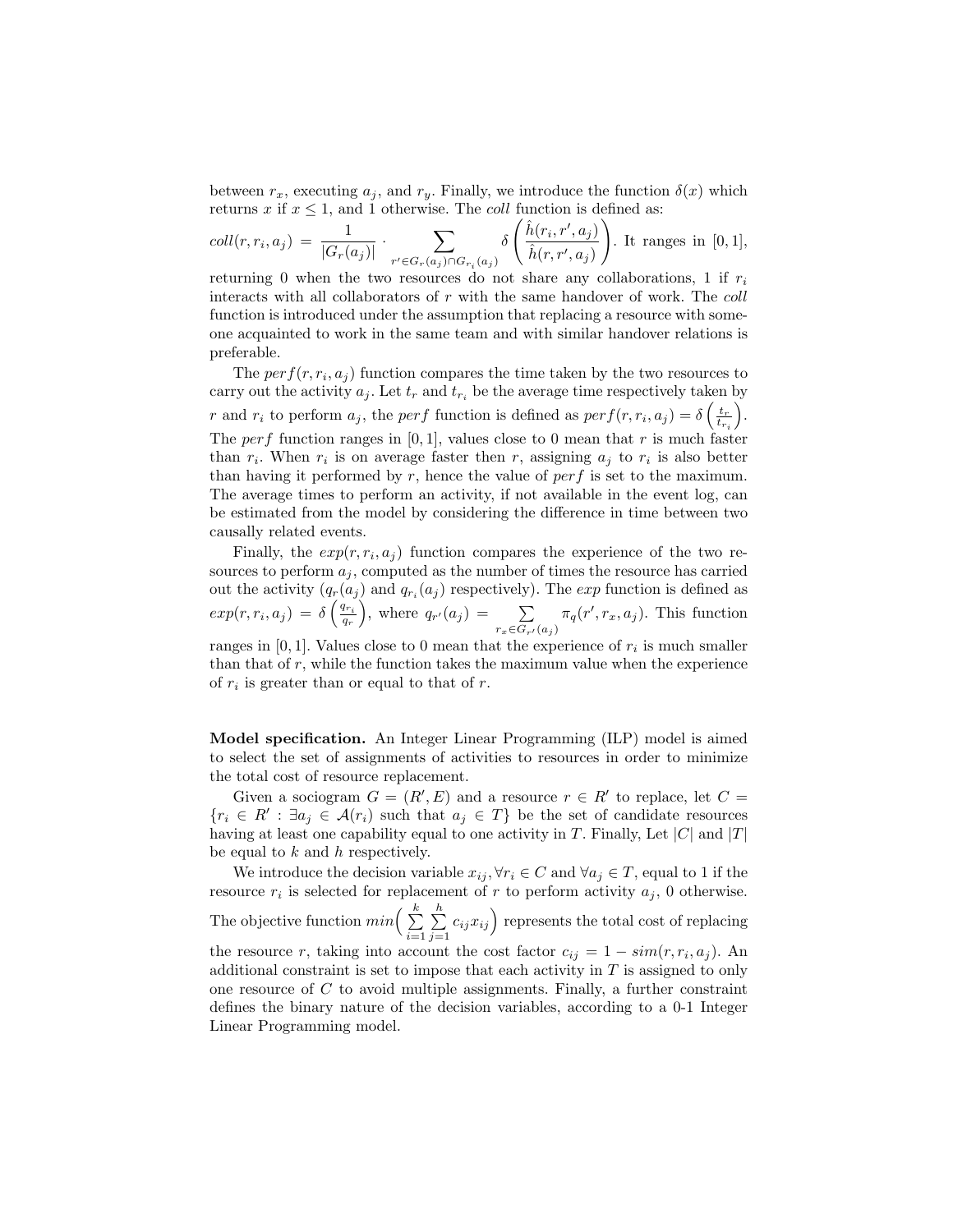between $r_x$, executing $a_j$, and $r_y$. Finally, we introduce the function $\delta(x)$ which returns $x$ if $x \leq 1$, and 1 otherwise. The *coll* function is defined as:

$coll(r, r_i, a_j) = \frac{1}{|G_r(a_j)|} \cdot \sum_{r' \in G_r(a_j) \cap G_{r_i}(a_j)} \delta\left(\frac{\hat{h}(r_i, r', a_j)}{\hat{h}(r, r', a_j)}\right)$. It ranges in $[0, 1]$, returning 0 when the two resources do not share any collaborations, 1 if $r_i$ interacts with all collaborators of $r$ with the same handover of work. The *coll* function is introduced under the assumption that replacing a resource with someone acquainted to work in the same team and with similar handover relations is preferable.

The $perf(r, r_i, a_j)$ function compares the time taken by the two resources to carry out the activity $a_j$. Let $t_r$ and $t_{r_i}$ be the average time respectively taken by $r$ and $r_i$ to perform $a_j$, the *perf* function is defined as $perf(r, r_i, a_j) = \delta\left(\frac{t_r}{t_{r_i}}\right)$. The *perf* function ranges in $[0, 1]$, values close to 0 mean that $r$ is much faster than $r_i$. When $r_i$ is on average faster then $r$, assigning $a_j$ to $r_i$ is also better than having it performed by $r$, hence the value of *perf* is set to the maximum. The average times to perform an activity, if not available in the event log, can be estimated from the model by considering the difference in time between two causally related events.

Finally, the $exp(r, r_i, a_j)$ function compares the experience of the two resources to perform $a_j$, computed as the number of times the resource has carried out the activity ($q_r(a_j)$ and $q_{r_i}(a_j)$ respectively). The *exp* function is defined as $exp(r, r_i, a_j) = \delta\left(\frac{q_{r_i}}{q_r}\right)$, where $q_{r'}(a_j) = \sum_{r_x \in G_{r'}(a_j)} \pi_q(r', r_x, a_j)$. This function ranges in $[0, 1]$. Values close to 0 mean that the experience of $r_i$ is much smaller than that of $r$, while the function takes the maximum value when the experience of $r_i$ is greater than or equal to that of $r$.

**Model specification.** An Integer Linear Programming (ILP) model is aimed to select the set of assignments of activities to resources in order to minimize the total cost of resource replacement.

Given a sociogram $G = (R', E)$ and a resource $r \in R'$ to replace, let $C = \{r_i \in R' : \exists a_j \in \mathcal{A}(r_i) \text{ such that } a_j \in T\}$ be the set of candidate resources having at least one capability equal to one activity in $T$. Finally, Let $|C|$ and $|T|$ be equal to $k$ and $h$ respectively.

We introduce the decision variable $x_{ij}, \forall r_i \in C$ and $\forall a_j \in T$, equal to 1 if the resource $r_i$ is selected for replacement of $r$ to perform activity $a_j$, 0 otherwise. The objective function $min\Big(\sum_{i=1}^{k} \sum_{j=1}^{h} c_{ij} x_{ij}\Big)$ represents the total cost of replacing the resource $r$, taking into account the cost factor $c_{ij} = 1 - sim(r, r_i, a_j)$. An additional constraint is set to impose that each activity in $T$ is assigned to only one resource of $C$ to avoid multiple assignments. Finally, a further constraint defines the binary nature of the decision variables, according to a 0-1 Integer Linear Programming model.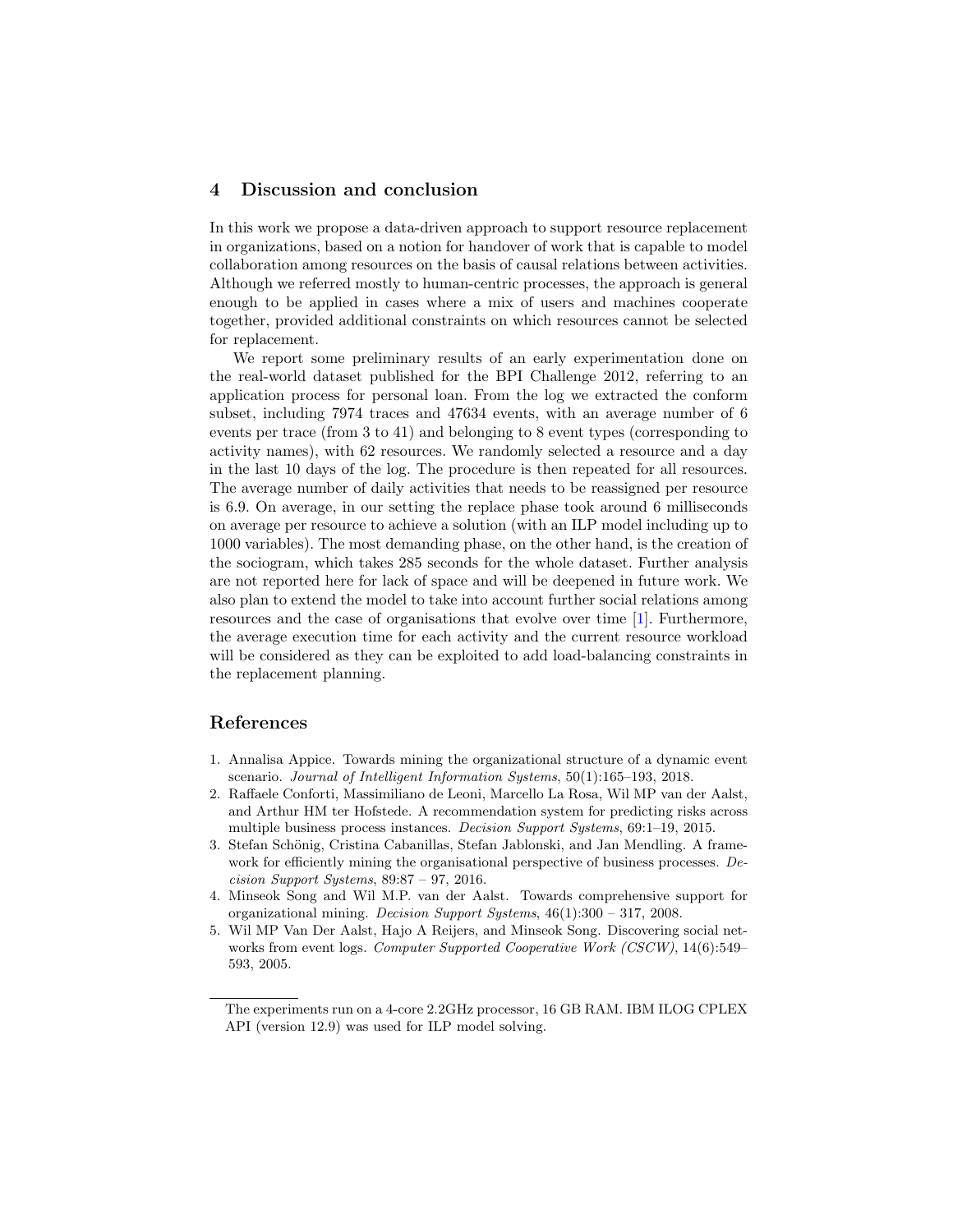## 4 Discussion and conclusion

In this work we propose a data-driven approach to support resource replacement in organizations, based on a notion for handover of work that is capable to model collaboration among resources on the basis of causal relations between activities. Although we referred mostly to human-centric processes, the approach is general enough to be applied in cases where a mix of users and machines cooperate together, provided additional constraints on which resources cannot be selected for replacement.

We report some preliminary results of an early experimentation done on the real-world dataset published for the BPI Challenge 2012, referring to an application process for personal loan. From the log we extracted the conform subset, including 7974 traces and 47634 events, with an average number of 6 events per trace (from 3 to 41) and belonging to 8 event types (corresponding to activity names), with 62 resources. We randomly selected a resource and a day in the last 10 days of the log. The procedure is then repeated for all resources. The average number of daily activities that needs to be reassigned per resource is 6.9. On average, in our setting the replace phase took around 6 milliseconds on average per resource to achieve a solution (with an ILP model including up to 1000 variables). The most demanding phase, on the other hand, is the creation of the sociogram, which takes 285 seconds for the whole dataset. Further analysis are not reported here for lack of space and will be deepened in future work. We also plan to extend the model to take into account further social relations among resources and the case of organisations that evolve over time [1]. Furthermore, the average execution time for each activity and the current resource workload will be considered as they can be exploited to add load-balancing constraints in the replacement planning.

## References

1. Annalisa Appice. Towards mining the organizational structure of a dynamic event scenario. *Journal of Intelligent Information Systems*, 50(1):165–193, 2018.
2. Raffaele Conforti, Massimiliano de Leoni, Marcello La Rosa, Wil MP van der Aalst, and Arthur HM ter Hofstede. A recommendation system for predicting risks across multiple business process instances. *Decision Support Systems*, 69:1–19, 2015.
3. Stefan Schönig, Cristina Cabanillas, Stefan Jablonski, and Jan Mendling. A framework for efficiently mining the organisational perspective of business processes. *Decision Support Systems*, 89:87 – 97, 2016.
4. Minseok Song and Wil M.P. van der Aalst. Towards comprehensive support for organizational mining. *Decision Support Systems*, 46(1):300 – 317, 2008.
5. Wil MP Van Der Aalst, Hajo A Reijers, and Minseok Song. Discovering social networks from event logs. *Computer Supported Cooperative Work (CSCW)*, 14(6):549–593, 2005.

---

The experiments run on a 4-core 2.2GHz processor, 16 GB RAM. IBM ILOG CPLEX API (version 12.9) was used for ILP model solving.